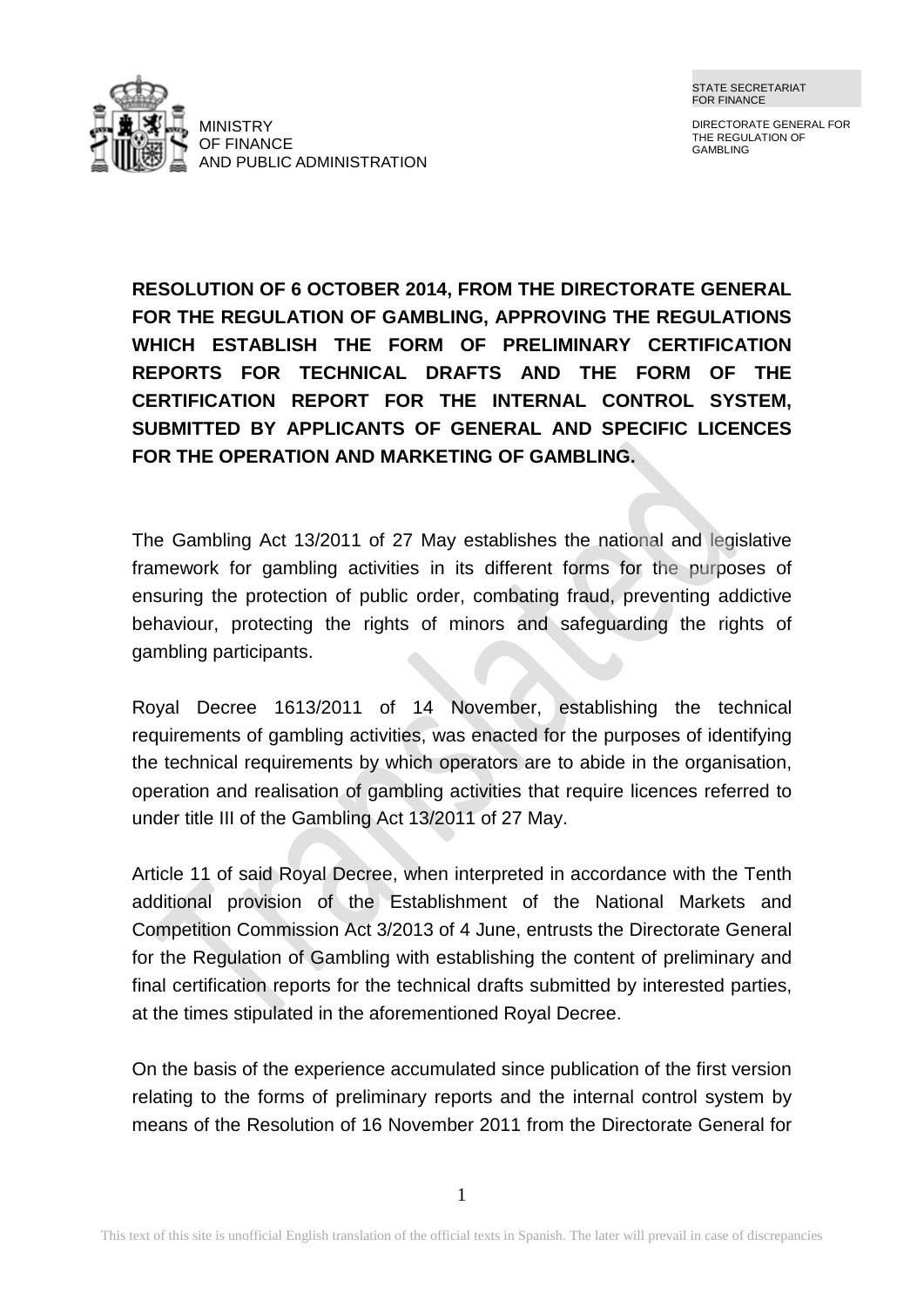MINISTRY
OF FINANCE
AND PUBLIC ADMINISTRATION

STATE SECRETARIAT
FOR FINANCE

DIRECTORATE GENERAL FOR
THE REGULATION OF
GAMBLING

# RESOLUTION OF 6 OCTOBER 2014, FROM THE DIRECTORATE GENERAL FOR THE REGULATION OF GAMBLING, APPROVING THE REGULATIONS WHICH ESTABLISH THE FORM OF PRELIMINARY CERTIFICATION REPORTS FOR TECHNICAL DRAFTS AND THE FORM OF THE CERTIFICATION REPORT FOR THE INTERNAL CONTROL SYSTEM, SUBMITTED BY APPLICANTS OF GENERAL AND SPECIFIC LICENCES FOR THE OPERATION AND MARKETING OF GAMBLING.

The Gambling Act 13/2011 of 27 May establishes the national and legislative framework for gambling activities in its different forms for the purposes of ensuring the protection of public order, combating fraud, preventing addictive behaviour, protecting the rights of minors and safeguarding the rights of gambling participants.

Royal Decree 1613/2011 of 14 November, establishing the technical requirements of gambling activities, was enacted for the purposes of identifying the technical requirements by which operators are to abide in the organisation, operation and realisation of gambling activities that require licences referred to under title III of the Gambling Act 13/2011 of 27 May.

Article 11 of said Royal Decree, when interpreted in accordance with the Tenth additional provision of the Establishment of the National Markets and Competition Commission Act 3/2013 of 4 June, entrusts the Directorate General for the Regulation of Gambling with establishing the content of preliminary and final certification reports for the technical drafts submitted by interested parties, at the times stipulated in the aforementioned Royal Decree.

On the basis of the experience accumulated since publication of the first version relating to the forms of preliminary reports and the internal control system by means of the Resolution of 16 November 2011 from the Directorate General for

This text of this site is unofficial English translation of the official texts in Spanish. The later will prevail in case of discrepancies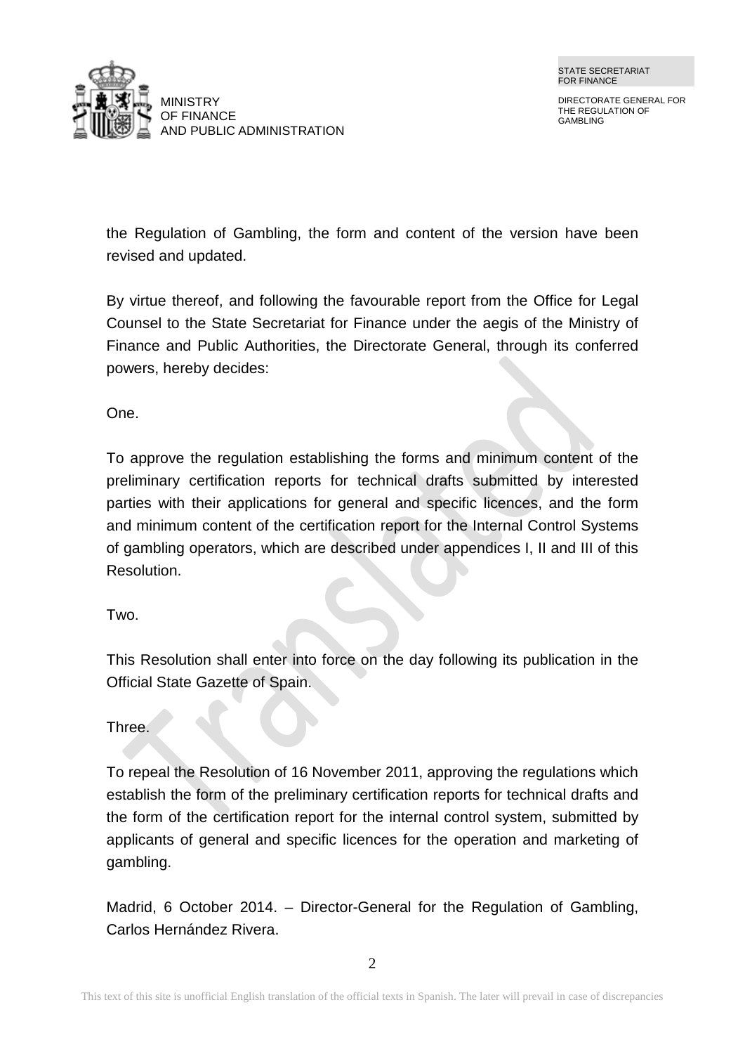the Regulation of Gambling, the form and content of the version have been revised and updated.

By virtue thereof, and following the favourable report from the Office for Legal Counsel to the State Secretariat for Finance under the aegis of the Ministry of Finance and Public Authorities, the Directorate General, through its conferred powers, hereby decides:

One.

To approve the regulation establishing the forms and minimum content of the preliminary certification reports for technical drafts submitted by interested parties with their applications for general and specific licences, and the form and minimum content of the certification report for the Internal Control Systems of gambling operators, which are described under appendices I, II and III of this Resolution.

Two.

This Resolution shall enter into force on the day following its publication in the Official State Gazette of Spain.

Three.

To repeal the Resolution of 16 November 2011, approving the regulations which establish the form of the preliminary certification reports for technical drafts and the form of the certification report for the internal control system, submitted by applicants of general and specific licences for the operation and marketing of gambling.

Madrid, 6 October 2014. – Director-General for the Regulation of Gambling, Carlos Hernández Rivera.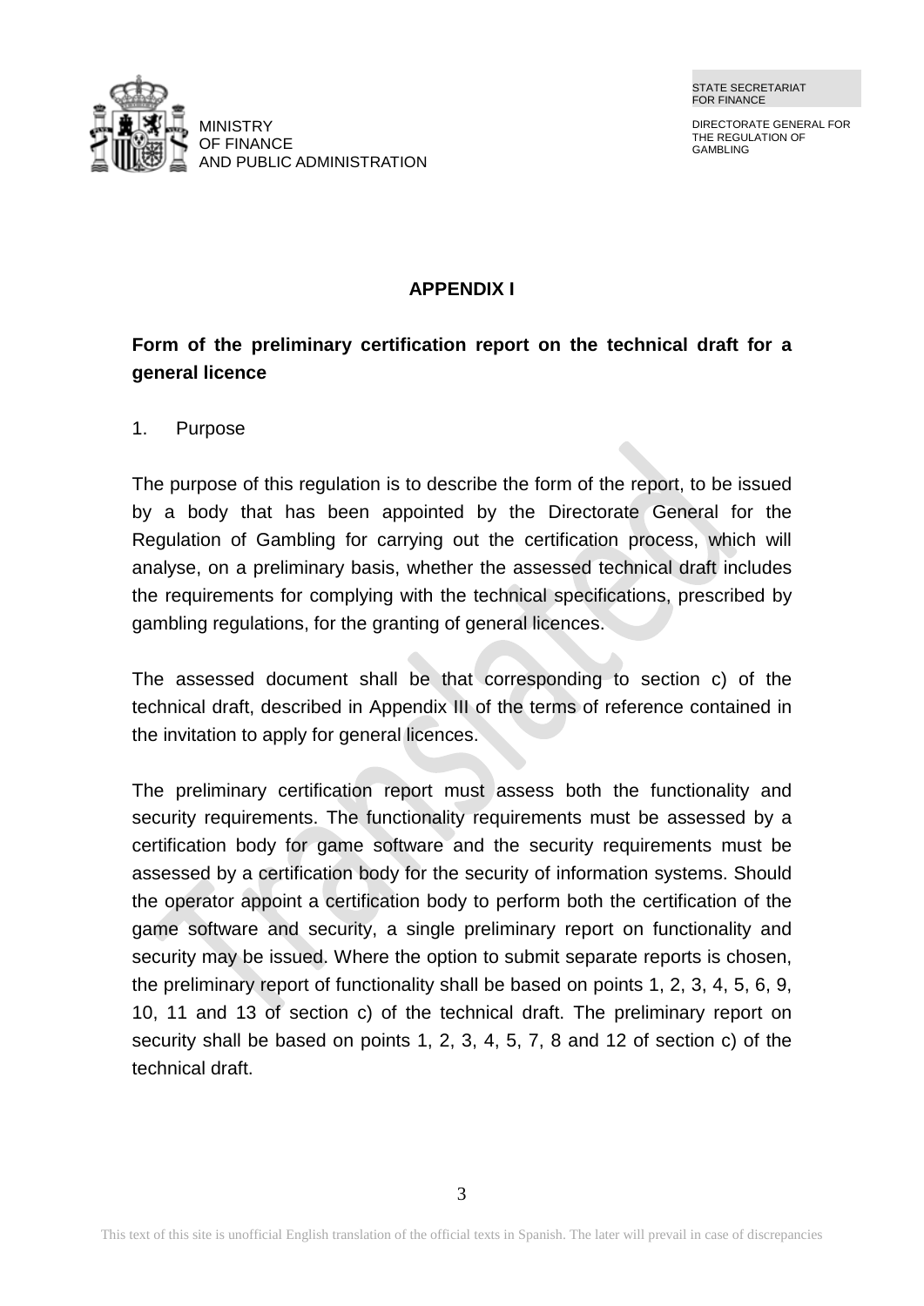## APPENDIX I

**Form of the preliminary certification report on the technical draft for a general licence**

1. Purpose

The purpose of this regulation is to describe the form of the report, to be issued by a body that has been appointed by the Directorate General for the Regulation of Gambling for carrying out the certification process, which will analyse, on a preliminary basis, whether the assessed technical draft includes the requirements for complying with the technical specifications, prescribed by gambling regulations, for the granting of general licences.

The assessed document shall be that corresponding to section c) of the technical draft, described in Appendix III of the terms of reference contained in the invitation to apply for general licences.

The preliminary certification report must assess both the functionality and security requirements. The functionality requirements must be assessed by a certification body for game software and the security requirements must be assessed by a certification body for the security of information systems. Should the operator appoint a certification body to perform both the certification of the game software and security, a single preliminary report on functionality and security may be issued. Where the option to submit separate reports is chosen, the preliminary report of functionality shall be based on points 1, 2, 3, 4, 5, 6, 9, 10, 11 and 13 of section c) of the technical draft. The preliminary report on security shall be based on points 1, 2, 3, 4, 5, 7, 8 and 12 of section c) of the technical draft.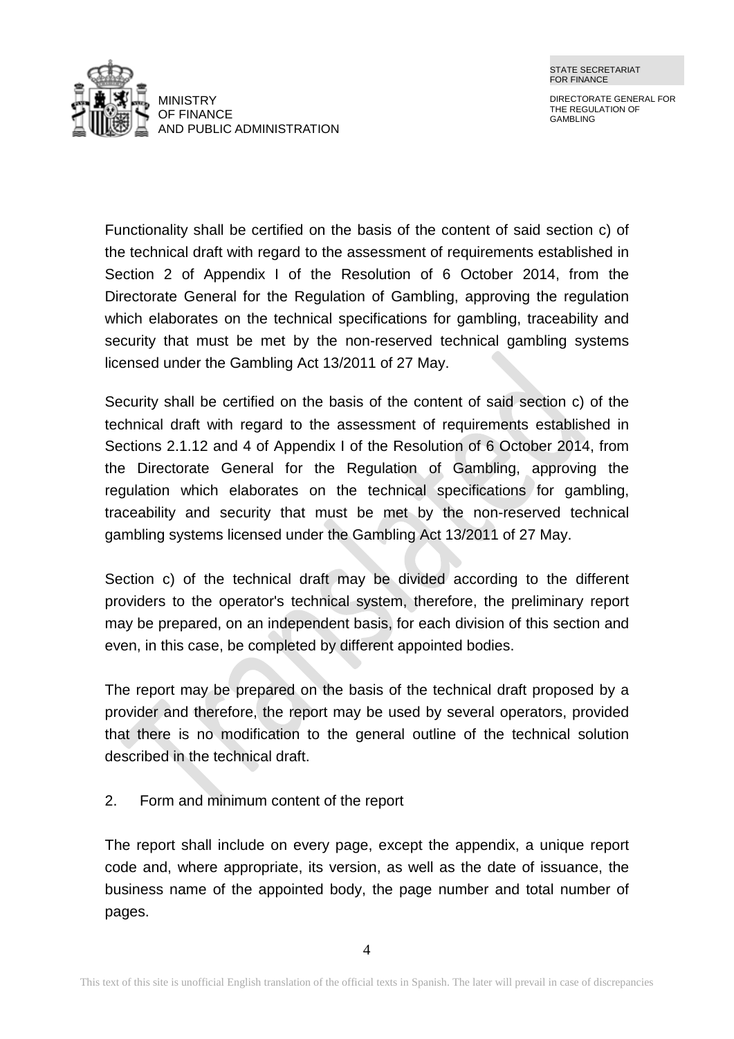Functionality shall be certified on the basis of the content of said section c) of the technical draft with regard to the assessment of requirements established in Section 2 of Appendix I of the Resolution of 6 October 2014, from the Directorate General for the Regulation of Gambling, approving the regulation which elaborates on the technical specifications for gambling, traceability and security that must be met by the non-reserved technical gambling systems licensed under the Gambling Act 13/2011 of 27 May.

Security shall be certified on the basis of the content of said section c) of the technical draft with regard to the assessment of requirements established in Sections 2.1.12 and 4 of Appendix I of the Resolution of 6 October 2014, from the Directorate General for the Regulation of Gambling, approving the regulation which elaborates on the technical specifications for gambling, traceability and security that must be met by the non-reserved technical gambling systems licensed under the Gambling Act 13/2011 of 27 May.

Section c) of the technical draft may be divided according to the different providers to the operator's technical system, therefore, the preliminary report may be prepared, on an independent basis, for each division of this section and even, in this case, be completed by different appointed bodies.

The report may be prepared on the basis of the technical draft proposed by a provider and therefore, the report may be used by several operators, provided that there is no modification to the general outline of the technical solution described in the technical draft.

## 2. Form and minimum content of the report

The report shall include on every page, except the appendix, a unique report code and, where appropriate, its version, as well as the date of issuance, the business name of the appointed body, the page number and total number of pages.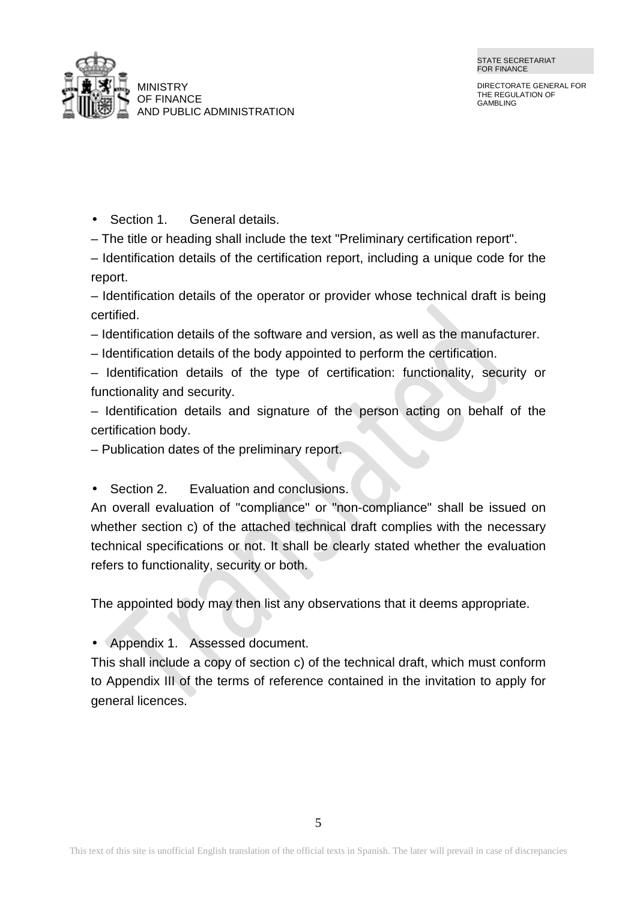- Section 1. General details.

– The title or heading shall include the text "Preliminary certification report".

– Identification details of the certification report, including a unique code for the report.

– Identification details of the operator or provider whose technical draft is being certified.

– Identification details of the software and version, as well as the manufacturer.

– Identification details of the body appointed to perform the certification.

– Identification details of the type of certification: functionality, security or functionality and security.

– Identification details and signature of the person acting on behalf of the certification body.

– Publication dates of the preliminary report.

- Section 2. Evaluation and conclusions.

An overall evaluation of "compliance" or "non-compliance" shall be issued on whether section c) of the attached technical draft complies with the necessary technical specifications or not. It shall be clearly stated whether the evaluation refers to functionality, security or both.

The appointed body may then list any observations that it deems appropriate.

- Appendix 1. Assessed document.

This shall include a copy of section c) of the technical draft, which must conform to Appendix III of the terms of reference contained in the invitation to apply for general licences.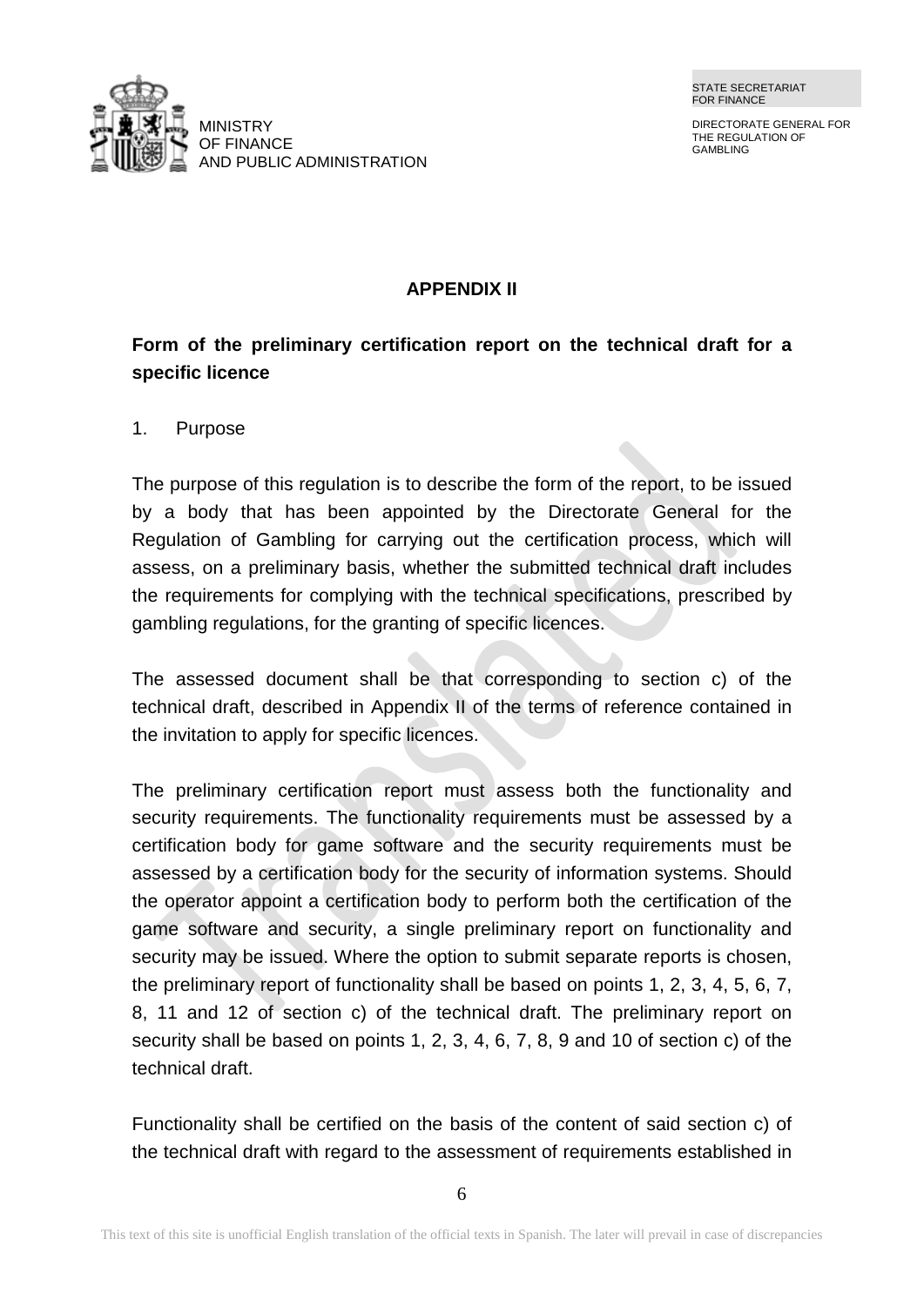## APPENDIX II

**Form of the preliminary certification report on the technical draft for a specific licence**

1. Purpose

The purpose of this regulation is to describe the form of the report, to be issued by a body that has been appointed by the Directorate General for the Regulation of Gambling for carrying out the certification process, which will assess, on a preliminary basis, whether the submitted technical draft includes the requirements for complying with the technical specifications, prescribed by gambling regulations, for the granting of specific licences.

The assessed document shall be that corresponding to section c) of the technical draft, described in Appendix II of the terms of reference contained in the invitation to apply for specific licences.

The preliminary certification report must assess both the functionality and security requirements. The functionality requirements must be assessed by a certification body for game software and the security requirements must be assessed by a certification body for the security of information systems. Should the operator appoint a certification body to perform both the certification of the game software and security, a single preliminary report on functionality and security may be issued. Where the option to submit separate reports is chosen, the preliminary report of functionality shall be based on points 1, 2, 3, 4, 5, 6, 7, 8, 11 and 12 of section c) of the technical draft. The preliminary report on security shall be based on points 1, 2, 3, 4, 6, 7, 8, 9 and 10 of section c) of the technical draft.

Functionality shall be certified on the basis of the content of said section c) of the technical draft with regard to the assessment of requirements established in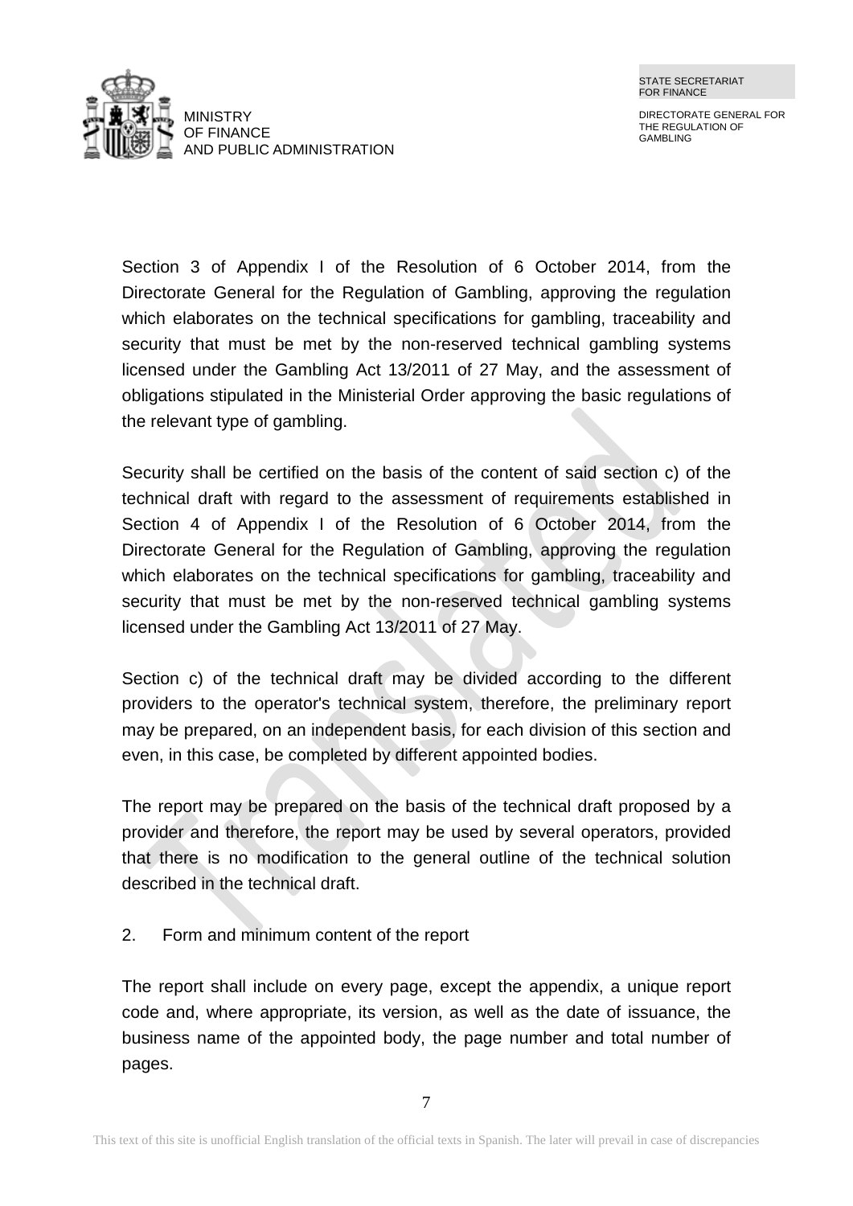Section 3 of Appendix I of the Resolution of 6 October 2014, from the Directorate General for the Regulation of Gambling, approving the regulation which elaborates on the technical specifications for gambling, traceability and security that must be met by the non-reserved technical gambling systems licensed under the Gambling Act 13/2011 of 27 May, and the assessment of obligations stipulated in the Ministerial Order approving the basic regulations of the relevant type of gambling.

Security shall be certified on the basis of the content of said section c) of the technical draft with regard to the assessment of requirements established in Section 4 of Appendix I of the Resolution of 6 October 2014, from the Directorate General for the Regulation of Gambling, approving the regulation which elaborates on the technical specifications for gambling, traceability and security that must be met by the non-reserved technical gambling systems licensed under the Gambling Act 13/2011 of 27 May.

Section c) of the technical draft may be divided according to the different providers to the operator's technical system, therefore, the preliminary report may be prepared, on an independent basis, for each division of this section and even, in this case, be completed by different appointed bodies.

The report may be prepared on the basis of the technical draft proposed by a provider and therefore, the report may be used by several operators, provided that there is no modification to the general outline of the technical solution described in the technical draft.

2. Form and minimum content of the report

The report shall include on every page, except the appendix, a unique report code and, where appropriate, its version, as well as the date of issuance, the business name of the appointed body, the page number and total number of pages.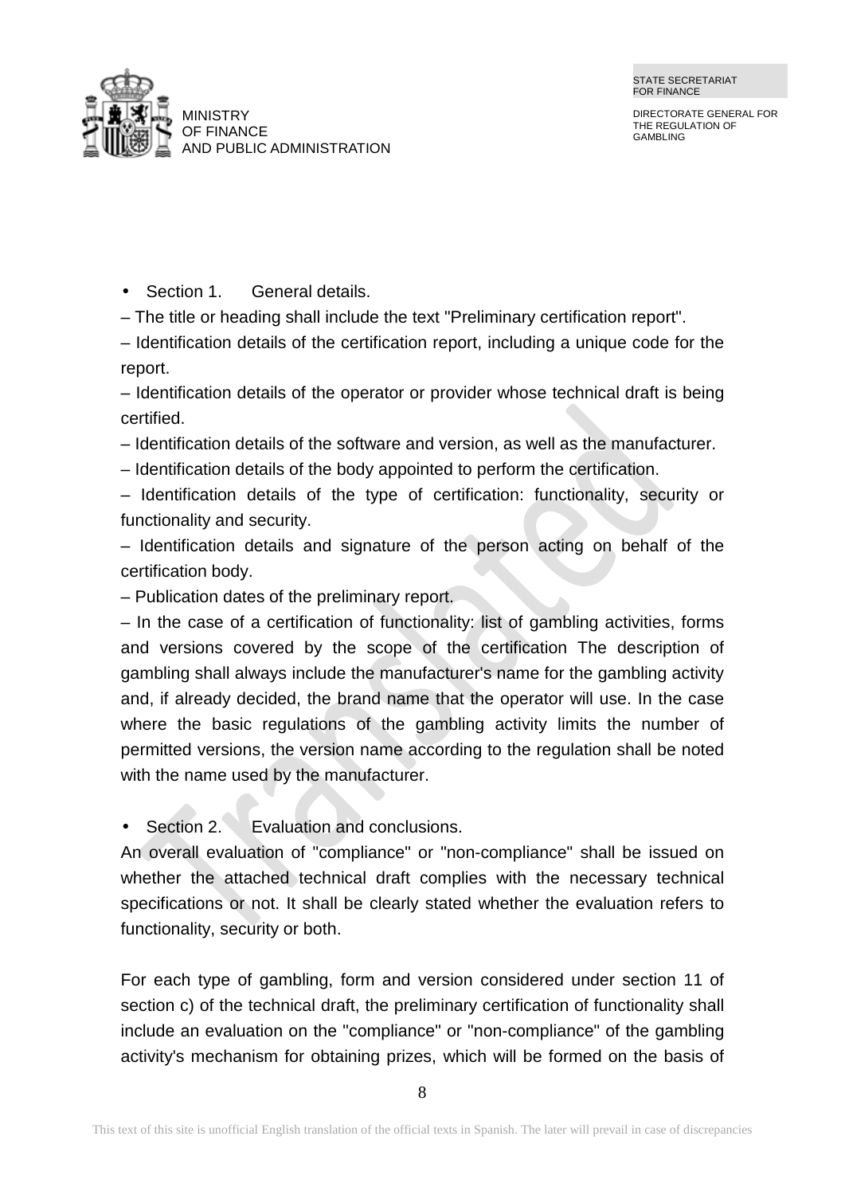- Section 1. General details.

– The title or heading shall include the text "Preliminary certification report".

– Identification details of the certification report, including a unique code for the report.

– Identification details of the operator or provider whose technical draft is being certified.

– Identification details of the software and version, as well as the manufacturer.

– Identification details of the body appointed to perform the certification.

– Identification details of the type of certification: functionality, security or functionality and security.

– Identification details and signature of the person acting on behalf of the certification body.

– Publication dates of the preliminary report.

– In the case of a certification of functionality: list of gambling activities, forms and versions covered by the scope of the certification The description of gambling shall always include the manufacturer's name for the gambling activity and, if already decided, the brand name that the operator will use. In the case where the basic regulations of the gambling activity limits the number of permitted versions, the version name according to the regulation shall be noted with the name used by the manufacturer.

- Section 2. Evaluation and conclusions.

An overall evaluation of "compliance" or "non-compliance" shall be issued on whether the attached technical draft complies with the necessary technical specifications or not. It shall be clearly stated whether the evaluation refers to functionality, security or both.

For each type of gambling, form and version considered under section 11 of section c) of the technical draft, the preliminary certification of functionality shall include an evaluation on the "compliance" or "non-compliance" of the gambling activity's mechanism for obtaining prizes, which will be formed on the basis of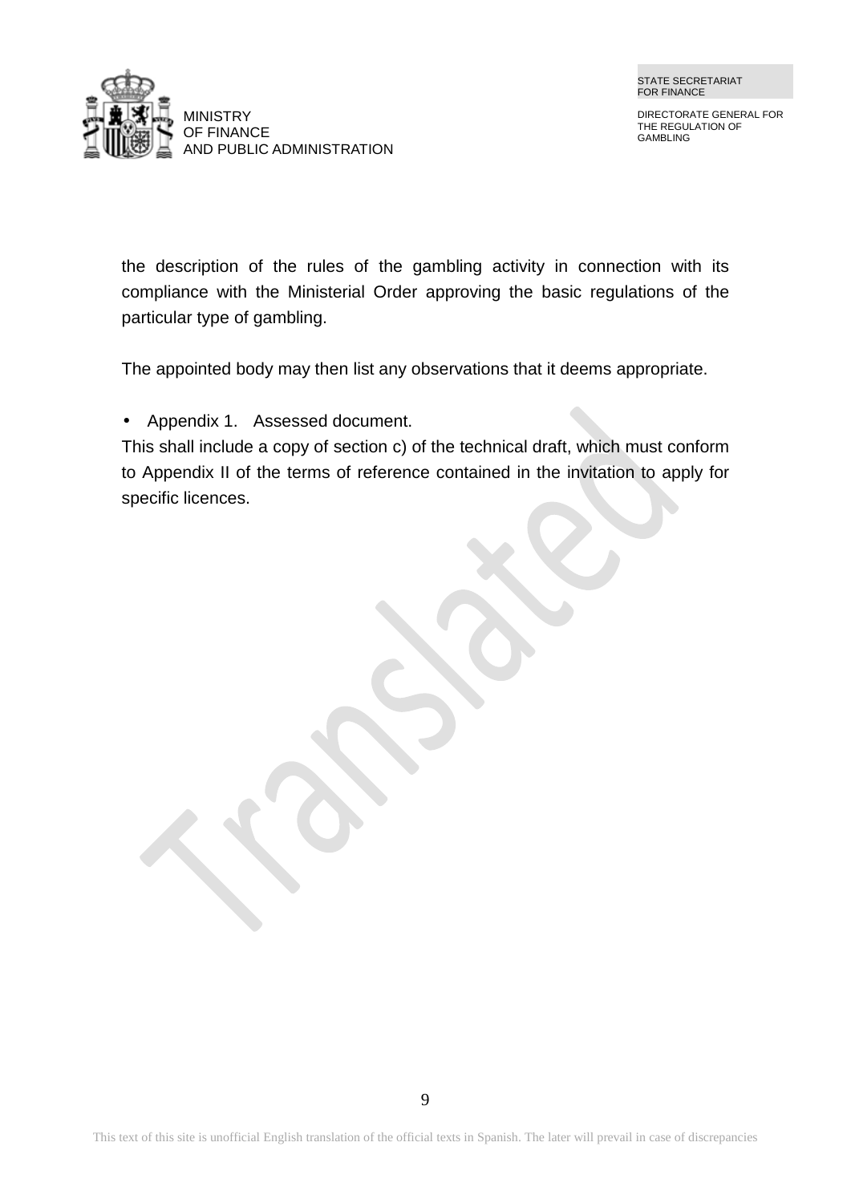the description of the rules of the gambling activity in connection with its compliance with the Ministerial Order approving the basic regulations of the particular type of gambling.

The appointed body may then list any observations that it deems appropriate.

- Appendix 1. Assessed document.

This shall include a copy of section c) of the technical draft, which must conform to Appendix II of the terms of reference contained in the invitation to apply for specific licences.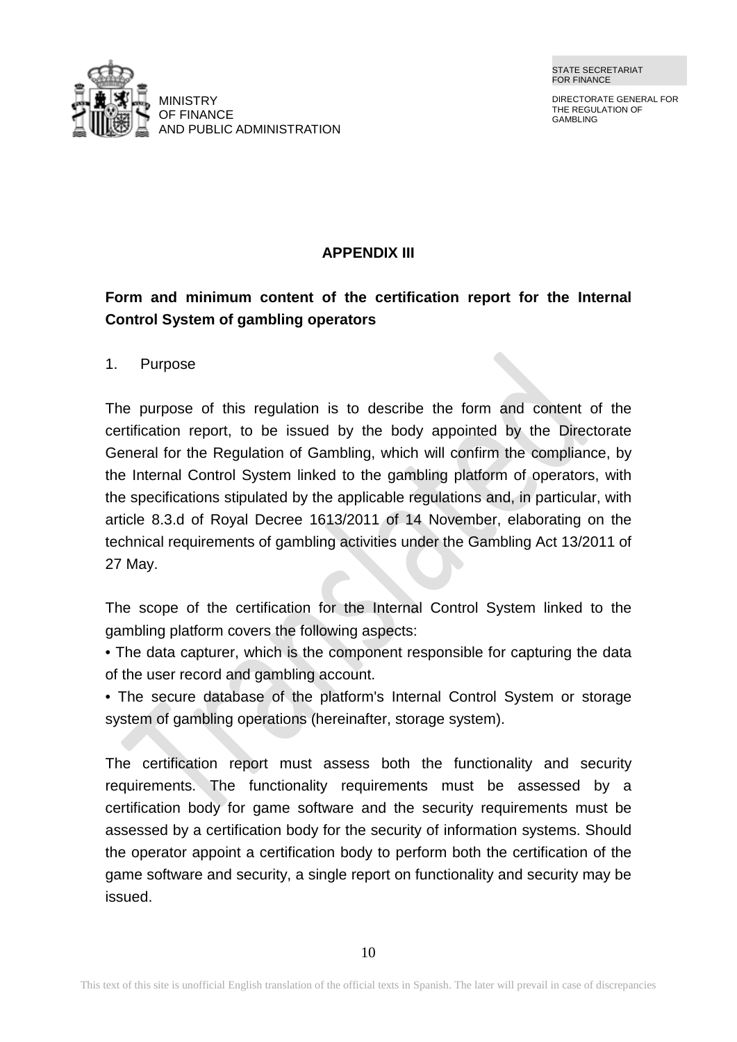## APPENDIX III

**Form and minimum content of the certification report for the Internal Control System of gambling operators**

1. Purpose

The purpose of this regulation is to describe the form and content of the certification report, to be issued by the body appointed by the Directorate General for the Regulation of Gambling, which will confirm the compliance, by the Internal Control System linked to the gambling platform of operators, with the specifications stipulated by the applicable regulations and, in particular, with article 8.3.d of Royal Decree 1613/2011 of 14 November, elaborating on the technical requirements of gambling activities under the Gambling Act 13/2011 of 27 May.

The scope of the certification for the Internal Control System linked to the gambling platform covers the following aspects:

- The data capturer, which is the component responsible for capturing the data of the user record and gambling account.
- The secure database of the platform's Internal Control System or storage system of gambling operations (hereinafter, storage system).

The certification report must assess both the functionality and security requirements. The functionality requirements must be assessed by a certification body for game software and the security requirements must be assessed by a certification body for the security of information systems. Should the operator appoint a certification body to perform both the certification of the game software and security, a single report on functionality and security may be issued.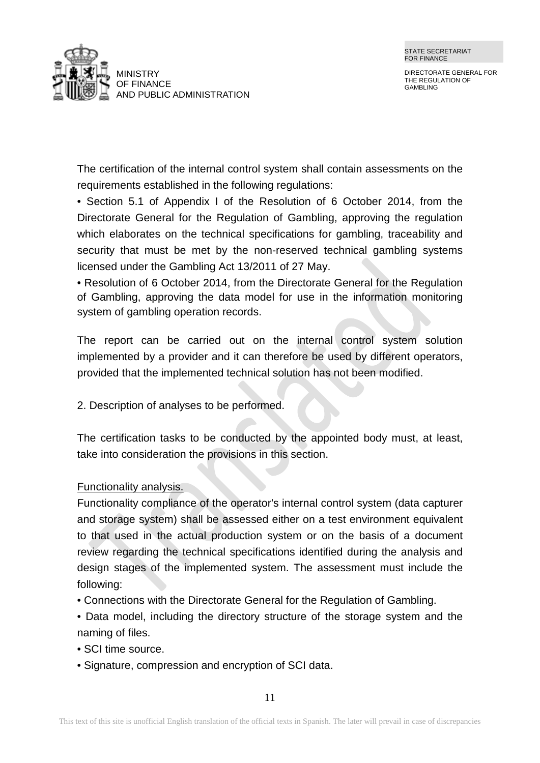The certification of the internal control system shall contain assessments on the requirements established in the following regulations:

• Section 5.1 of Appendix I of the Resolution of 6 October 2014, from the Directorate General for the Regulation of Gambling, approving the regulation which elaborates on the technical specifications for gambling, traceability and security that must be met by the non-reserved technical gambling systems licensed under the Gambling Act 13/2011 of 27 May.

• Resolution of 6 October 2014, from the Directorate General for the Regulation of Gambling, approving the data model for use in the information monitoring system of gambling operation records.

The report can be carried out on the internal control system solution implemented by a provider and it can therefore be used by different operators, provided that the implemented technical solution has not been modified.

2. Description of analyses to be performed.

The certification tasks to be conducted by the appointed body must, at least, take into consideration the provisions in this section.

Functionality analysis.

Functionality compliance of the operator's internal control system (data capturer and storage system) shall be assessed either on a test environment equivalent to that used in the actual production system or on the basis of a document review regarding the technical specifications identified during the analysis and design stages of the implemented system. The assessment must include the following:

• Connections with the Directorate General for the Regulation of Gambling.

• Data model, including the directory structure of the storage system and the naming of files.

• SCI time source.

• Signature, compression and encryption of SCI data.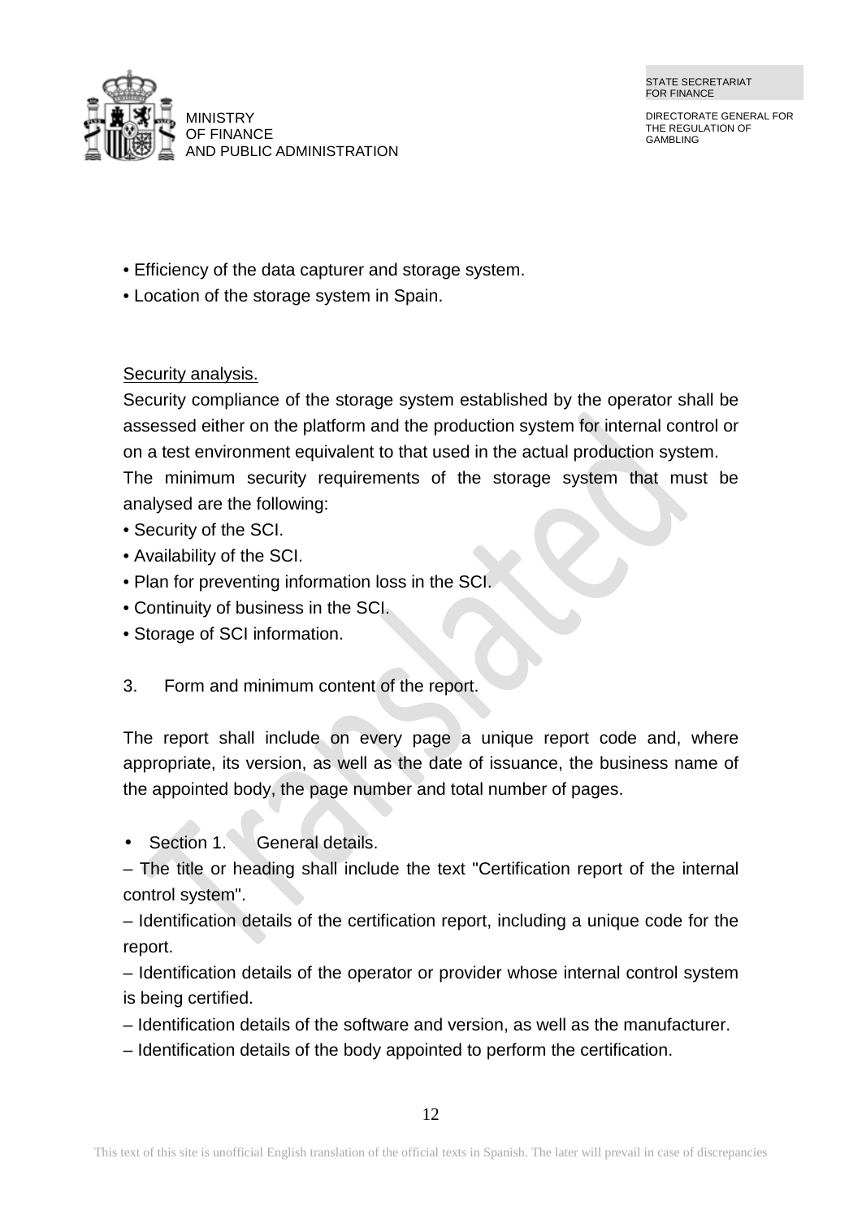• Efficiency of the data capturer and storage system.
• Location of the storage system in Spain.

Security analysis.

Security compliance of the storage system established by the operator shall be assessed either on the platform and the production system for internal control or on a test environment equivalent to that used in the actual production system.

The minimum security requirements of the storage system that must be analysed are the following:

• Security of the SCI.
• Availability of the SCI.
• Plan for preventing information loss in the SCI.
• Continuity of business in the SCI.
• Storage of SCI information.

3. Form and minimum content of the report.

The report shall include on every page a unique report code and, where appropriate, its version, as well as the date of issuance, the business name of the appointed body, the page number and total number of pages.

- Section 1. General details.

– The title or heading shall include the text "Certification report of the internal control system".

– Identification details of the certification report, including a unique code for the report.

– Identification details of the operator or provider whose internal control system is being certified.

– Identification details of the software and version, as well as the manufacturer.

– Identification details of the body appointed to perform the certification.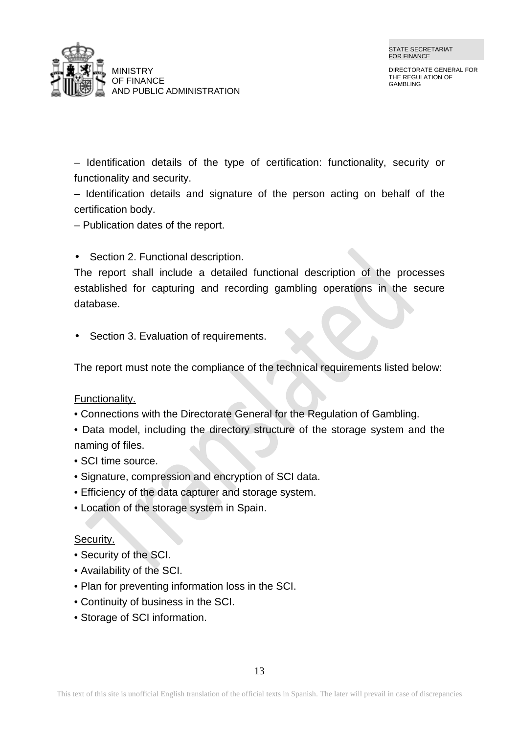– Identification details of the type of certification: functionality, security or functionality and security.

– Identification details and signature of the person acting on behalf of the certification body.

– Publication dates of the report.

- Section 2. Functional description.

The report shall include a detailed functional description of the processes established for capturing and recording gambling operations in the secure database.

- Section 3. Evaluation of requirements.

The report must note the compliance of the technical requirements listed below:

<u>Functionality.</u>

- Connections with the Directorate General for the Regulation of Gambling.
- Data model, including the directory structure of the storage system and the naming of files.
- SCI time source.
- Signature, compression and encryption of SCI data.
- Efficiency of the data capturer and storage system.
- Location of the storage system in Spain.

<u>Security.</u>

- Security of the SCI.
- Availability of the SCI.
- Plan for preventing information loss in the SCI.
- Continuity of business in the SCI.
- Storage of SCI information.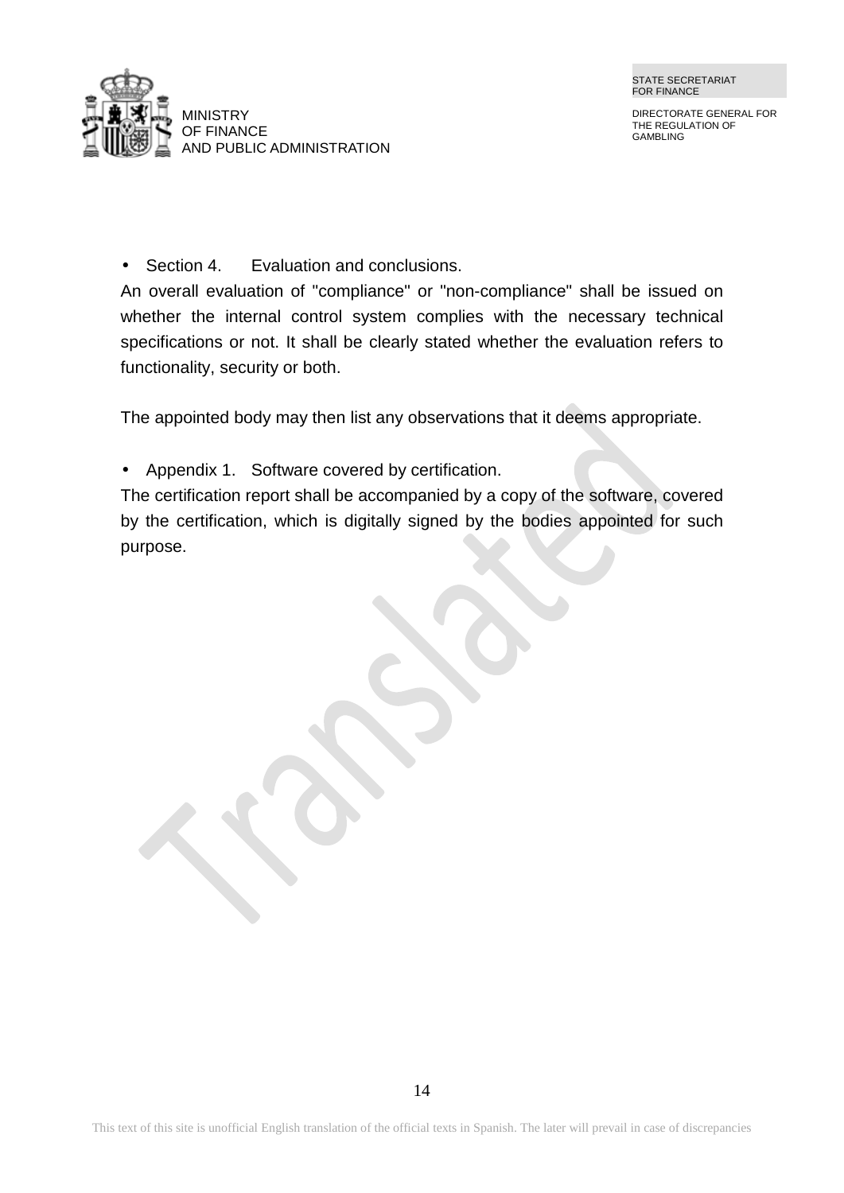- Section 4. Evaluation and conclusions.

An overall evaluation of "compliance" or "non-compliance" shall be issued on whether the internal control system complies with the necessary technical specifications or not. It shall be clearly stated whether the evaluation refers to functionality, security or both.

The appointed body may then list any observations that it deems appropriate.

- Appendix 1. Software covered by certification.

The certification report shall be accompanied by a copy of the software, covered by the certification, which is digitally signed by the bodies appointed for such purpose.